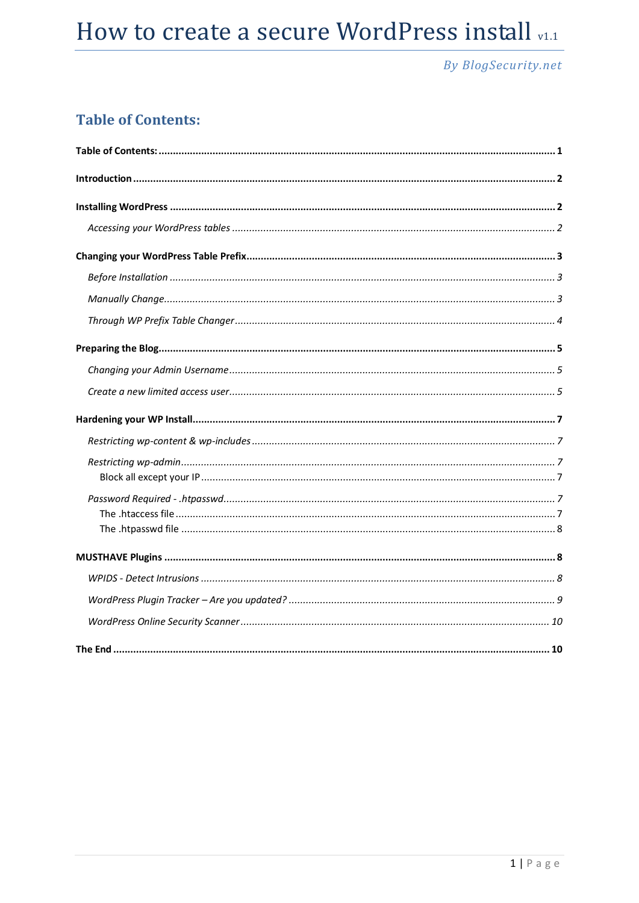# How to create a secure WordPress install v1.1

*By BlogSecurity.net*

## Table of Contents:

**Table of Contents:** ..... **1**

**Introduction** ..... **2**

**Installing WordPress** ..... **2**

- *Accessing your WordPress tables* ..... *2*

**Changing your WordPress Table Prefix** ..... **3**

- *Before Installation* ..... *3*
- *Manually Change* ..... *3*
- *Through WP Prefix Table Changer* ..... *4*

**Preparing the Blog** ..... **5**

- *Changing your Admin Username* ..... *5*
- *Create a new limited access user* ..... *5*

**Hardening your WP Install** ..... **7**

- *Restricting wp-content & wp-includes* ..... *7*
- *Restricting wp-admin* ..... *7*
  - Block all except your IP ..... 7
- *Password Required - .htpasswd* ..... *7*
  - The .htaccess file ..... 7
  - The .htpasswd file ..... 8

**MUSTHAVE Plugins** ..... **8**

- *WPIDS - Detect Intrusions* ..... *8*
- *WordPress Plugin Tracker – Are you updated?* ..... *9*
- *WordPress Online Security Scanner* ..... *10*

**The End** ..... **10**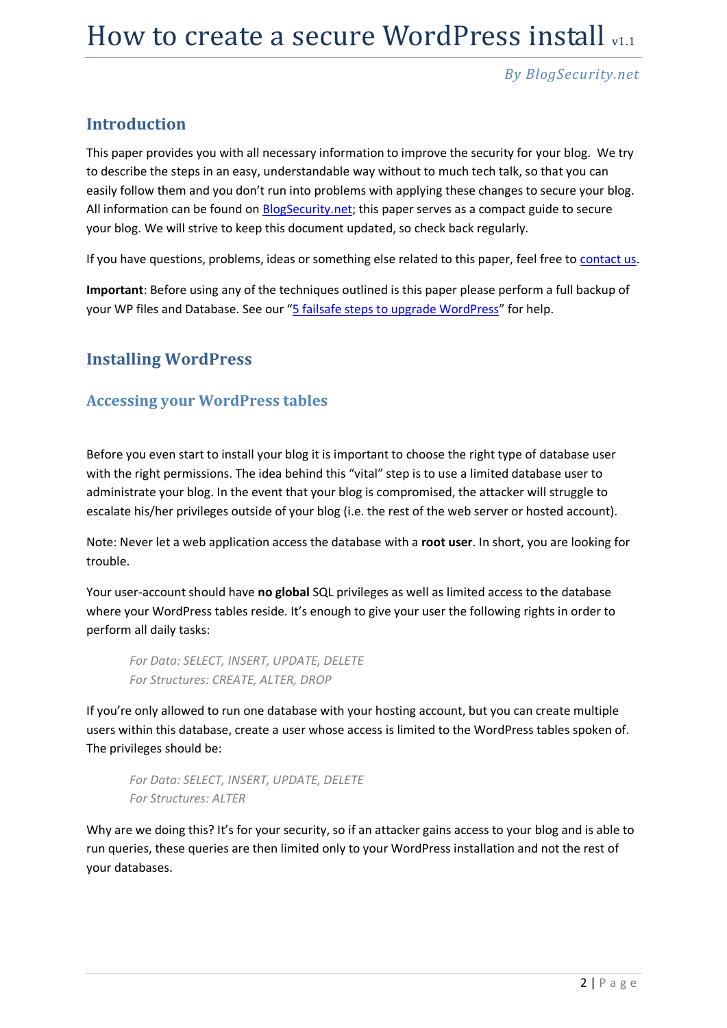# How to create a secure WordPress install v1.1

*By BlogSecurity.net*

## Introduction

This paper provides you with all necessary information to improve the security for your blog. We try to describe the steps in an easy, understandable way without to much tech talk, so that you can easily follow them and you don't run into problems with applying these changes to secure your blog. All information can be found on BlogSecurity.net; this paper serves as a compact guide to secure your blog. We will strive to keep this document updated, so check back regularly.

If you have questions, problems, ideas or something else related to this paper, feel free to contact us.

**Important**: Before using any of the techniques outlined is this paper please perform a full backup of your WP files and Database. See our "5 failsafe steps to upgrade WordPress" for help.

## Installing WordPress

### Accessing your WordPress tables

Before you even start to install your blog it is important to choose the right type of database user with the right permissions. The idea behind this "vital" step is to use a limited database user to administrate your blog. In the event that your blog is compromised, the attacker will struggle to escalate his/her privileges outside of your blog (i.e. the rest of the web server or hosted account).

Note: Never let a web application access the database with a **root user**. In short, you are looking for trouble.

Your user-account should have **no global** SQL privileges as well as limited access to the database where your WordPress tables reside. It's enough to give your user the following rights in order to perform all daily tasks:

> *For Data: SELECT, INSERT, UPDATE, DELETE*
> *For Structures: CREATE, ALTER, DROP*

If you're only allowed to run one database with your hosting account, but you can create multiple users within this database, create a user whose access is limited to the WordPress tables spoken of. The privileges should be:

> *For Data: SELECT, INSERT, UPDATE, DELETE*
> *For Structures: ALTER*

Why are we doing this? It's for your security, so if an attacker gains access to your blog and is able to run queries, these queries are then limited only to your WordPress installation and not the rest of your databases.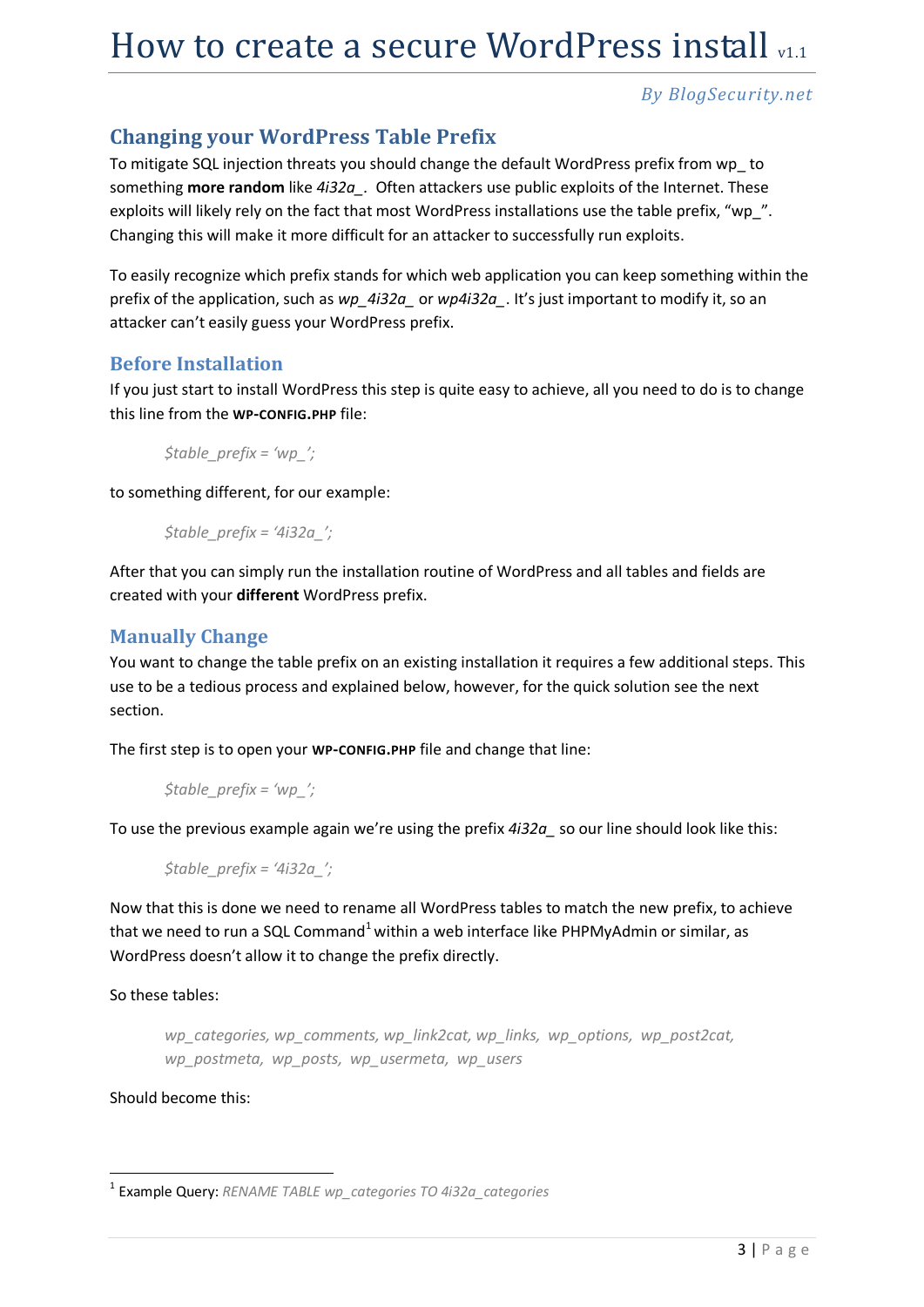## Changing your WordPress Table Prefix

To mitigate SQL injection threats you should change the default WordPress prefix from wp_ to something **more random** like *4i32a_*. Often attackers use public exploits of the Internet. These exploits will likely rely on the fact that most WordPress installations use the table prefix, "wp_". Changing this will make it more difficult for an attacker to successfully run exploits.

To easily recognize which prefix stands for which web application you can keep something within the prefix of the application, such as *wp_4i32a_* or *wp4i32a_*. It's just important to modify it, so an attacker can't easily guess your WordPress prefix.

### Before Installation

If you just start to install WordPress this step is quite easy to achieve, all you need to do is to change this line from the **WP-CONFIG.PHP** file:

> *$table_prefix = 'wp_';*

to something different, for our example:

> *$table_prefix = '4i32a_';*

After that you can simply run the installation routine of WordPress and all tables and fields are created with your **different** WordPress prefix.

### Manually Change

You want to change the table prefix on an existing installation it requires a few additional steps. This use to be a tedious process and explained below, however, for the quick solution see the next section.

The first step is to open your **WP-CONFIG.PHP** file and change that line:

> *$table_prefix = 'wp_';*

To use the previous example again we're using the prefix *4i32a_* so our line should look like this:

> *$table_prefix = '4i32a_';*

Now that this is done we need to rename all WordPress tables to match the new prefix, to achieve that we need to run a SQL Command[1] within a web interface like PHPMyAdmin or similar, as WordPress doesn't allow it to change the prefix directly.

So these tables:

> *wp_categories, wp_comments, wp_link2cat, wp_links, wp_options, wp_post2cat, wp_postmeta, wp_posts, wp_usermeta, wp_users*

Should become this:

---

[1] Example Query: *RENAME TABLE wp_categories TO 4i32a_categories*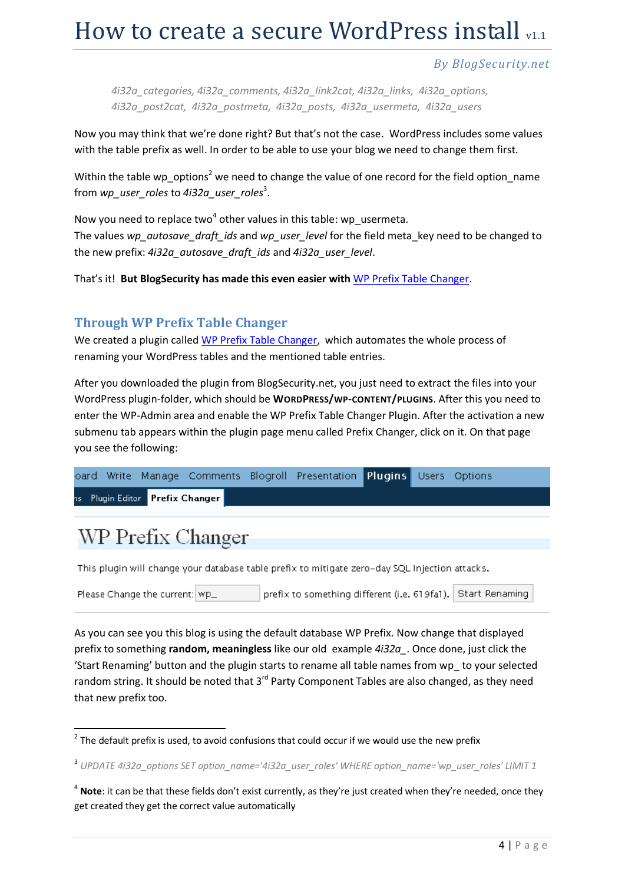*4i32a_categories, 4i32a_comments, 4i32a_link2cat, 4i32a_links, 4i32a_options, 4i32a_post2cat, 4i32a_postmeta, 4i32a_posts, 4i32a_usermeta, 4i32a_users*

Now you may think that we're done right? But that's not the case. WordPress includes some values with the table prefix as well. In order to be able to use your blog we need to change them first.

Within the table wp_options[2] we need to change the value of one record for the field option_name from *wp_user_roles* to *4i32a_user_roles*[3].

Now you need to replace two[4] other values in this table: wp_usermeta.
The values *wp_autosave_draft_ids* and *wp_user_level* for the field meta_key need to be changed to the new prefix: *4i32a_autosave_draft_ids* and *4i32a_user_level*.

That's it! **But BlogSecurity has made this even easier with** WP Prefix Table Changer.

## Through WP Prefix Table Changer

We created a plugin called WP Prefix Table Changer, which automates the whole process of renaming your WordPress tables and the mentioned table entries.

After you downloaded the plugin from BlogSecurity.net, you just need to extract the files into your WordPress plugin-folder, which should be **WORDPRESS/WP-CONTENT/PLUGINS**. After this you need to enter the WP-Admin area and enable the WP Prefix Table Changer Plugin. After the activation a new submenu tab appears within the plugin page menu called Prefix Changer, click on it. On that page you see the following:

oard Write Manage Comments Blogroll Presentation **Plugins** Users Options

ns Plugin Editor **Prefix Changer**

WP Prefix Changer

This plugin will change your database table prefix to mitigate zero-day SQL Injection attacks.

Please Change the current: wp_ prefix to something different (i.e. 619fa1). Start Renaming

As you can see you this blog is using the default database WP Prefix. Now change that displayed prefix to something **random, meaningless** like our old example *4i32a_*. Once done, just click the 'Start Renaming' button and the plugin starts to rename all table names from wp_ to your selected random string. It should be noted that 3rd Party Component Tables are also changed, as they need that new prefix too.

---

[2] The default prefix is used, to avoid confusions that could occur if we would use the new prefix

[3] *UPDATE 4i32a_options SET option_name='4i32a_user_roles' WHERE option_name='wp_user_roles' LIMIT 1*

[4] **Note**: it can be that these fields don't exist currently, as they're just created when they're needed, once they get created they get the correct value automatically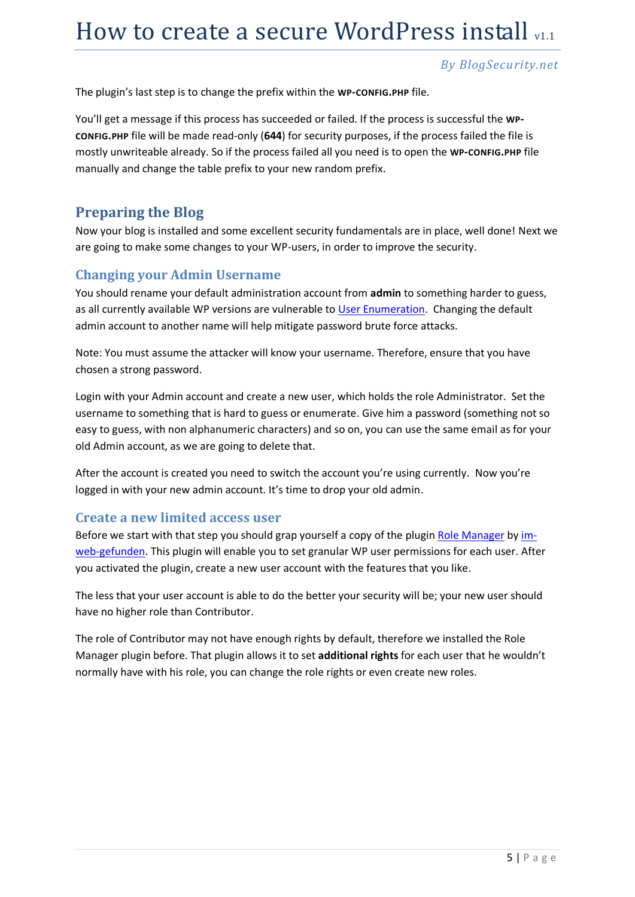The plugin's last step is to change the prefix within the **WP-CONFIG.PHP** file.

You'll get a message if this process has succeeded or failed. If the process is successful the **WP-CONFIG.PHP** file will be made read-only (**644**) for security purposes, if the process failed the file is mostly unwriteable already. So if the process failed all you need is to open the **WP-CONFIG.PHP** file manually and change the table prefix to your new random prefix.

## Preparing the Blog

Now your blog is installed and some excellent security fundamentals are in place, well done! Next we are going to make some changes to your WP-users, in order to improve the security.

### Changing your Admin Username

You should rename your default administration account from **admin** to something harder to guess, as all currently available WP versions are vulnerable to User Enumeration. Changing the default admin account to another name will help mitigate password brute force attacks.

Note: You must assume the attacker will know your username. Therefore, ensure that you have chosen a strong password.

Login with your Admin account and create a new user, which holds the role Administrator. Set the username to something that is hard to guess or enumerate. Give him a password (something not so easy to guess, with non alphanumeric characters) and so on, you can use the same email as for your old Admin account, as we are going to delete that.

After the account is created you need to switch the account you're using currently. Now you're logged in with your new admin account. It's time to drop your old admin.

### Create a new limited access user

Before we start with that step you should grap yourself a copy of the plugin Role Manager by im-web-gefunden. This plugin will enable you to set granular WP user permissions for each user. After you activated the plugin, create a new user account with the features that you like.

The less that your user account is able to do the better your security will be; your new user should have no higher role than Contributor.

The role of Contributor may not have enough rights by default, therefore we installed the Role Manager plugin before. That plugin allows it to set **additional rights** for each user that he wouldn't normally have with his role, you can change the role rights or even create new roles.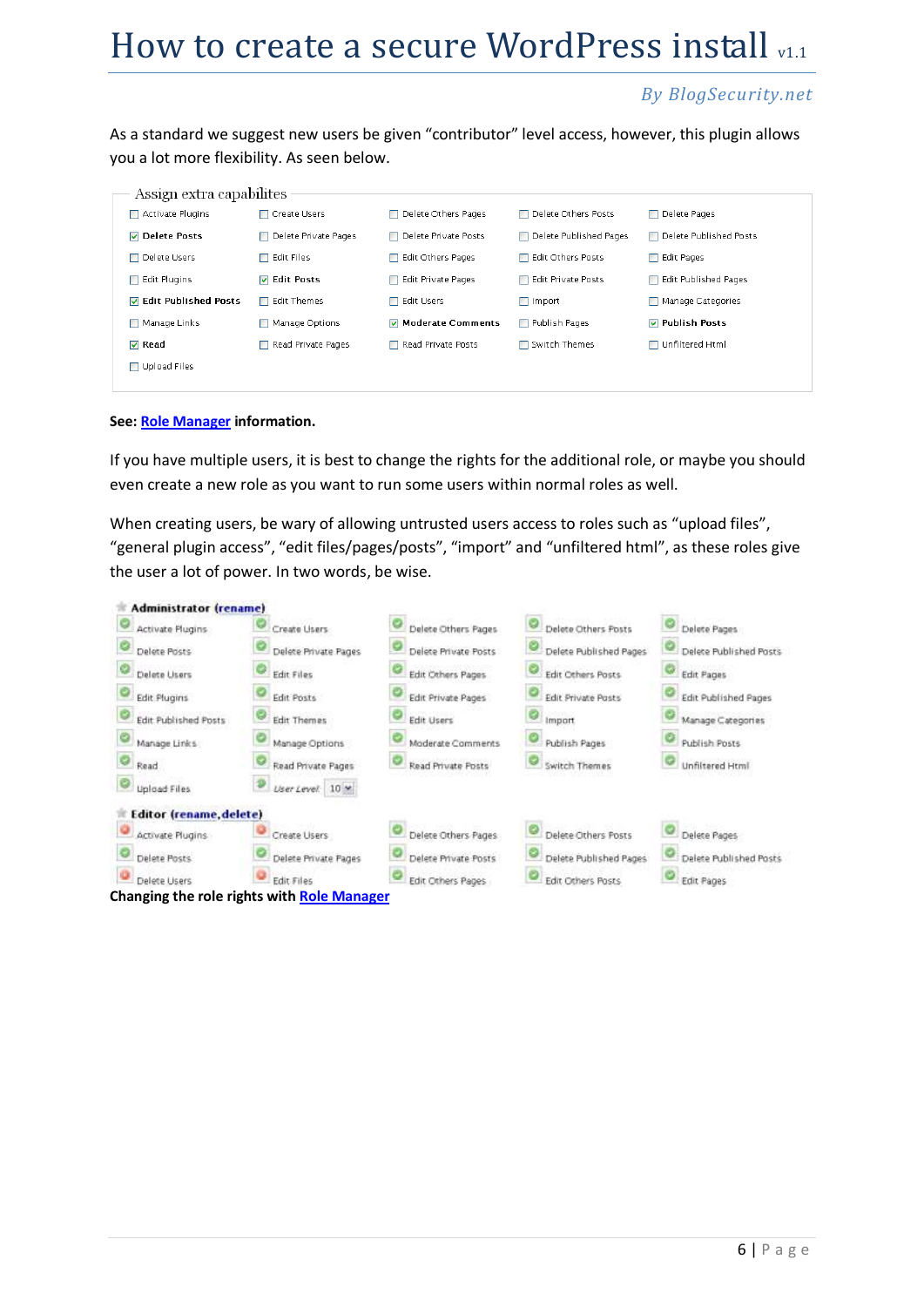As a standard we suggest new users be given "contributor" level access, however, this plugin allows you a lot more flexibility. As seen below.

**Assign extra capabilites**

| | | | | |
|---|---|---|---|---|
| ☐ Activate Plugins | ☐ Create Users | ☐ Delete Others Pages | ☐ Delete Others Posts | ☐ Delete Pages |
| ☑ **Delete Posts** | ☐ Delete Private Pages | ☐ Delete Private Posts | ☐ Delete Published Pages | ☐ Delete Published Posts |
| ☐ Delete Users | ☐ Edit Files | ☐ Edit Others Pages | ☐ Edit Others Posts | ☐ Edit Pages |
| ☐ Edit Plugins | ☑ **Edit Posts** | ☐ Edit Private Pages | ☐ Edit Private Posts | ☐ Edit Published Pages |
| ☑ **Edit Published Posts** | ☐ Edit Themes | ☐ Edit Users | ☐ Import | ☐ Manage Categories |
| ☐ Manage Links | ☐ Manage Options | ☑ **Moderate Comments** | ☐ Publish Pages | ☑ **Publish Posts** |
| ☑ **Read** | ☐ Read Private Pages | ☐ Read Private Posts | ☐ Switch Themes | ☐ Unfiltered Html |
| ☐ Upload Files | | | | |

**See: Role Manager information.**

If you have multiple users, it is best to change the rights for the additional role, or maybe you should even create a new role as you want to run some users within normal roles as well.

When creating users, be wary of allowing untrusted users access to roles such as "upload files", "general plugin access", "edit files/pages/posts", "import" and "unfiltered html", as these roles give the user a lot of power. In two words, be wise.

**Administrator (rename)**

| | | | | |
|---|---|---|---|---|
| Activate Plugins | Create Users | Delete Others Pages | Delete Others Posts | Delete Pages |
| Delete Posts | Delete Private Pages | Delete Private Posts | Delete Published Pages | Delete Published Posts |
| Delete Users | Edit Files | Edit Others Pages | Edit Others Posts | Edit Pages |
| Edit Plugins | Edit Posts | Edit Private Pages | Edit Private Posts | Edit Published Pages |
| Edit Published Posts | Edit Themes | Edit Users | Import | Manage Categories |
| Manage Links | Manage Options | Moderate Comments | Publish Pages | Publish Posts |
| Read | Read Private Pages | Read Private Posts | Switch Themes | Unfiltered Html |
| Upload Files | User Level 10 | | | |

**Editor (rename, delete)**

| | | | | |
|---|---|---|---|---|
| Activate Plugins | Create Users | Delete Others Pages | Delete Others Posts | Delete Pages |
| Delete Posts | Delete Private Pages | Delete Private Posts | Delete Published Pages | Delete Published Posts |
| Delete Users | Edit Files | Edit Others Pages | Edit Others Posts | Edit Pages |

**Changing the role rights with Role Manager**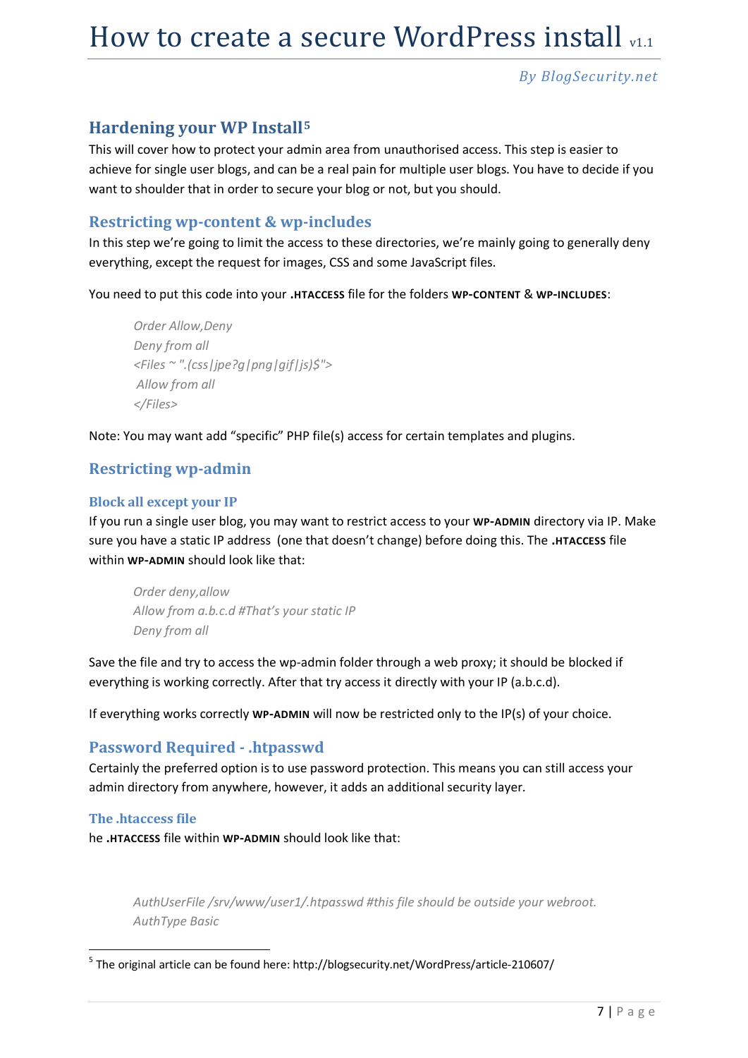## Hardening your WP Install[5]

This will cover how to protect your admin area from unauthorised access. This step is easier to achieve for single user blogs, and can be a real pain for multiple user blogs. You have to decide if you want to shoulder that in order to secure your blog or not, but you should.

### Restricting wp-content & wp-includes

In this step we're going to limit the access to these directories, we're mainly going to generally deny everything, except the request for images, CSS and some JavaScript files.

You need to put this code into your **.HTACCESS** file for the folders **WP-CONTENT** & **WP-INCLUDES**:

```
Order Allow,Deny
Deny from all
<Files ~ ".(css|jpe?g|png|gif|js)$">
 Allow from all
</Files>
```

Note: You may want add "specific" PHP file(s) access for certain templates and plugins.

### Restricting wp-admin

#### Block all except your IP

If you run a single user blog, you may want to restrict access to your **WP-ADMIN** directory via IP. Make sure you have a static IP address (one that doesn't change) before doing this. The **.HTACCESS** file within **WP-ADMIN** should look like that:

```
Order deny,allow
Allow from a.b.c.d #That's your static IP
Deny from all
```

Save the file and try to access the wp-admin folder through a web proxy; it should be blocked if everything is working correctly. After that try access it directly with your IP (a.b.c.d).

If everything works correctly **WP-ADMIN** will now be restricted only to the IP(s) of your choice.

### Password Required - .htpasswd

Certainly the preferred option is to use password protection. This means you can still access your admin directory from anywhere, however, it adds an additional security layer.

#### The .htaccess file

he **.HTACCESS** file within **WP-ADMIN** should look like that:

```
AuthUserFile /srv/www/user1/.htpasswd #this file should be outside your webroot.
AuthType Basic
```

[5] The original article can be found here: http://blogsecurity.net/WordPress/article-210607/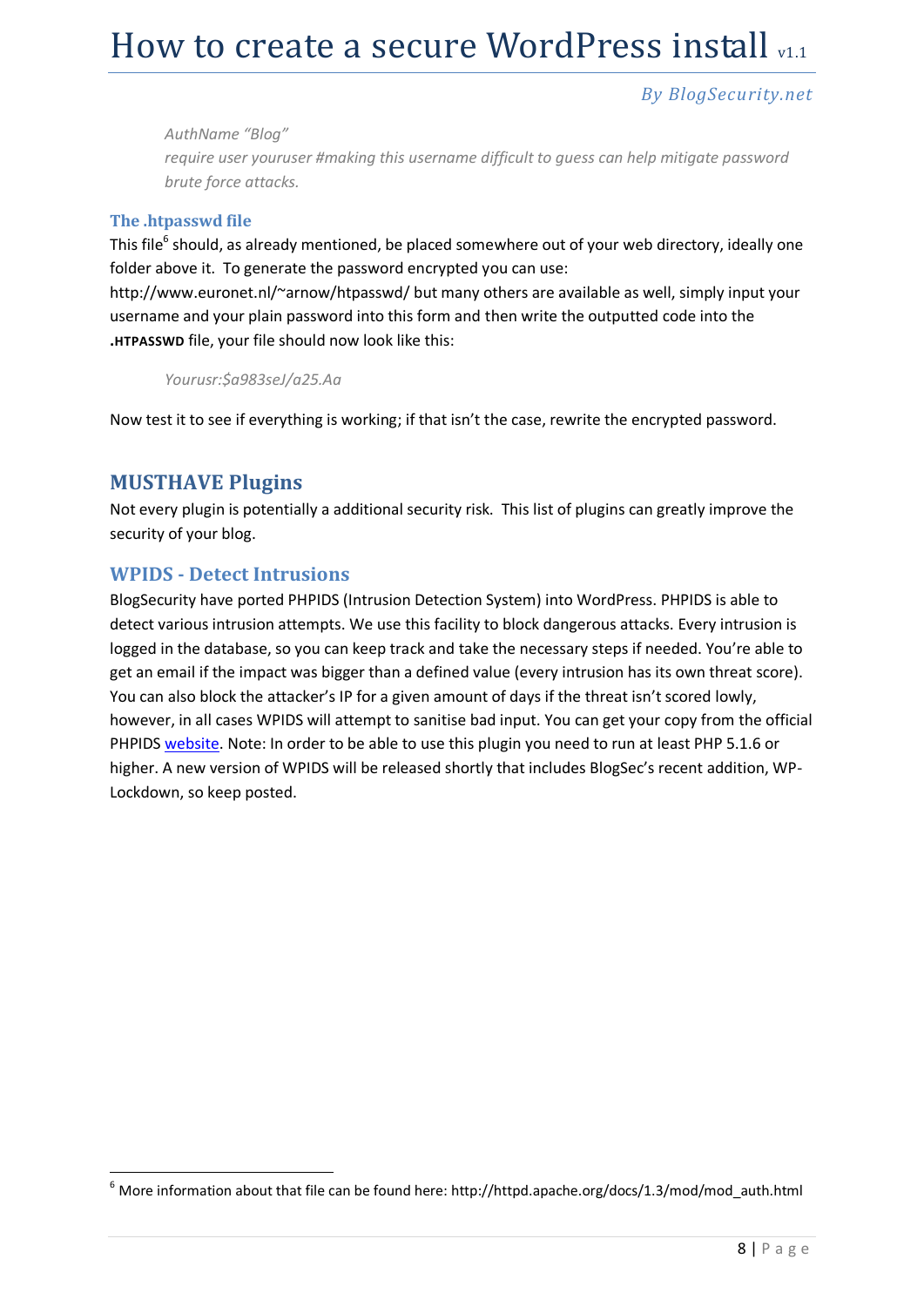*AuthName "Blog"*
*require user youruser #making this username difficult to guess can help mitigate password brute force attacks.*

### The .htpasswd file

This file[6] should, as already mentioned, be placed somewhere out of your web directory, ideally one folder above it. To generate the password encrypted you can use: http://www.euronet.nl/~arnow/htpasswd/ but many others are available as well, simply input your username and your plain password into this form and then write the outputted code into the **.HTPASSWD** file, your file should now look like this:

*Yourusr:$a983seJ/a25.Aa*

Now test it to see if everything is working; if that isn't the case, rewrite the encrypted password.

## MUSTHAVE Plugins

Not every plugin is potentially a additional security risk. This list of plugins can greatly improve the security of your blog.

### WPIDS - Detect Intrusions

BlogSecurity have ported PHPIDS (Intrusion Detection System) into WordPress. PHPIDS is able to detect various intrusion attempts. We use this facility to block dangerous attacks. Every intrusion is logged in the database, so you can keep track and take the necessary steps if needed. You're able to get an email if the impact was bigger than a defined value (every intrusion has its own threat score). You can also block the attacker's IP for a given amount of days if the threat isn't scored lowly, however, in all cases WPIDS will attempt to sanitise bad input. You can get your copy from the official PHPIDS website. Note: In order to be able to use this plugin you need to run at least PHP 5.1.6 or higher. A new version of WPIDS will be released shortly that includes BlogSec's recent addition, WP-Lockdown, so keep posted.

---

[6] More information about that file can be found here: http://httpd.apache.org/docs/1.3/mod/mod_auth.html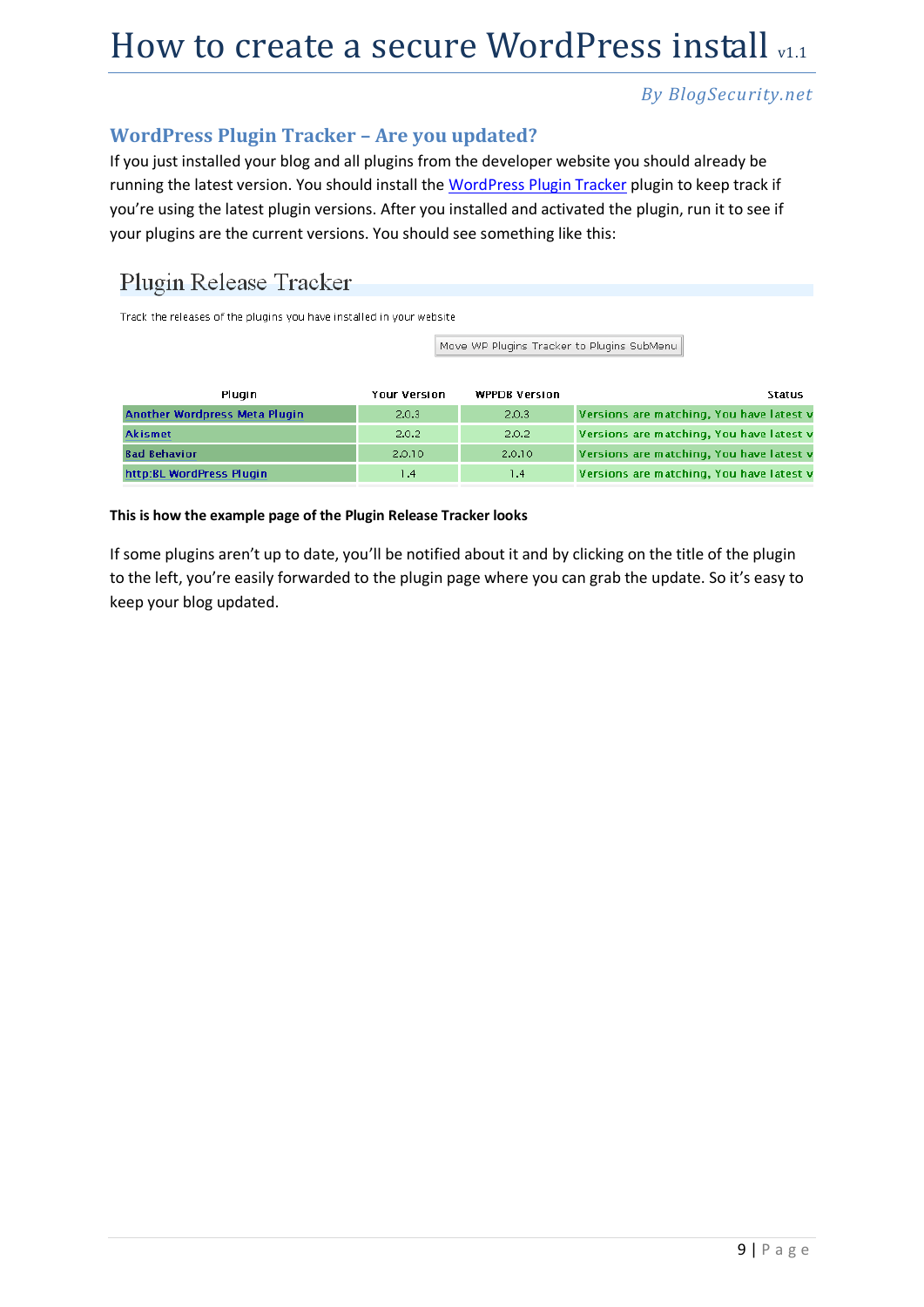## WordPress Plugin Tracker – Are you updated?

If you just installed your blog and all plugins from the developer website you should already be running the latest version. You should install the WordPress Plugin Tracker plugin to keep track if you're using the latest plugin versions. After you installed and activated the plugin, run it to see if your plugins are the current versions. You should see something like this:

### Plugin Release Tracker

Track the releases of the plugins you have installed in your website

Move WP Plugins Tracker to Plugins SubMenu

| Plugin | Your Version | WPPDB Version | Status |
|---|---|---|---|
| Another Wordpress Meta Plugin | 2.0.3 | 2.0.3 | Versions are matching, You have latest v |
| Akismet | 2.0.2 | 2.0.2 | Versions are matching, You have latest v |
| Bad Behavior | 2.0.10 | 2.0.10 | Versions are matching, You have latest v |
| http:BL WordPress Plugin | 1.4 | 1.4 | Versions are matching, You have latest v |

**This is how the example page of the Plugin Release Tracker looks**

If some plugins aren't up to date, you'll be notified about it and by clicking on the title of the plugin to the left, you're easily forwarded to the plugin page where you can grab the update. So it's easy to keep your blog updated.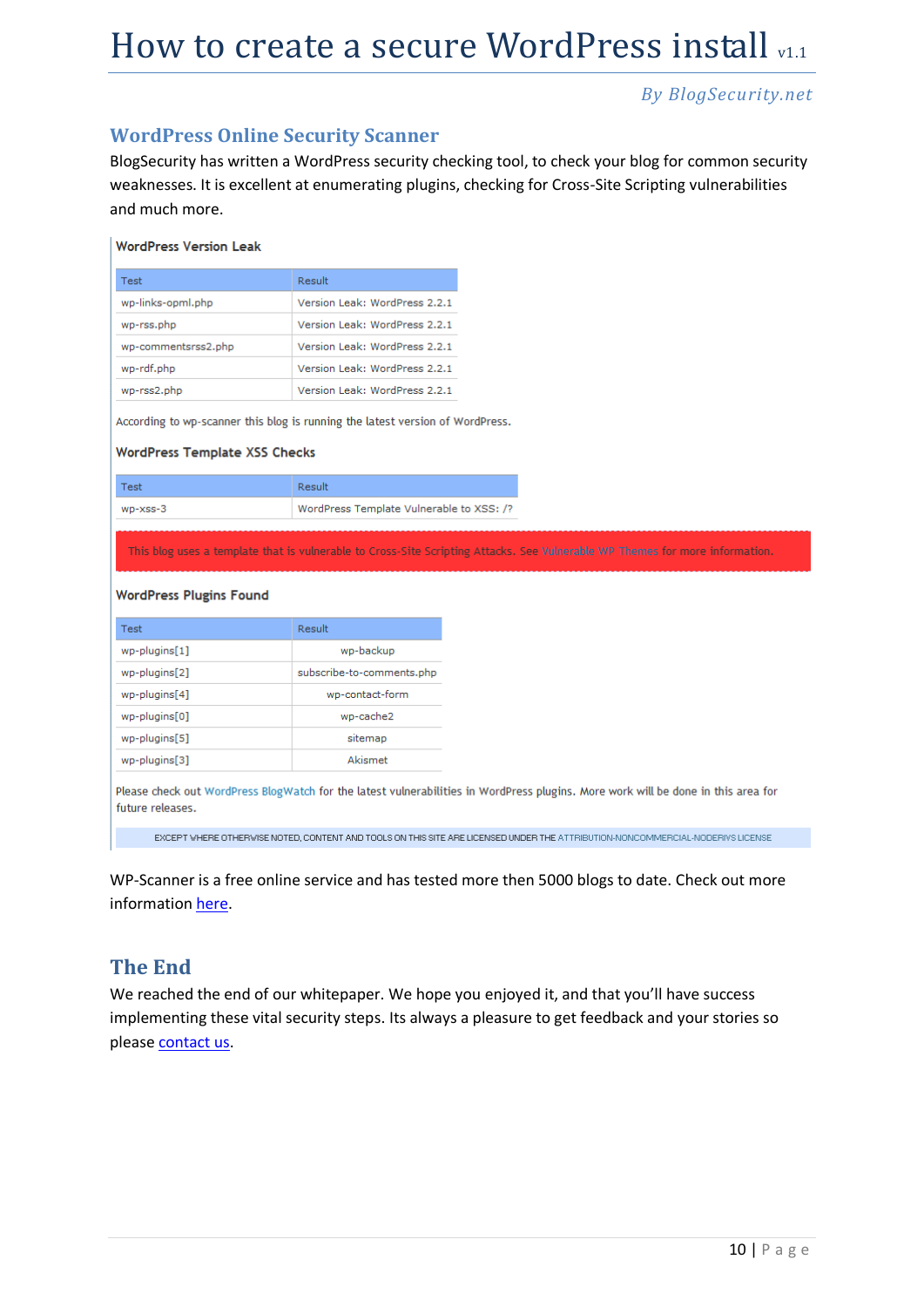## WordPress Online Security Scanner

BlogSecurity has written a WordPress security checking tool, to check your blog for common security weaknesses. It is excellent at enumerating plugins, checking for Cross-Site Scripting vulnerabilities and much more.

**WordPress Version Leak**

| Test | Result |
| --- | --- |
| wp-links-opml.php | Version Leak: WordPress 2.2.1 |
| wp-rss.php | Version Leak: WordPress 2.2.1 |
| wp-commentsrss2.php | Version Leak: WordPress 2.2.1 |
| wp-rdf.php | Version Leak: WordPress 2.2.1 |
| wp-rss2.php | Version Leak: WordPress 2.2.1 |

According to wp-scanner this blog is running the latest version of WordPress.

**WordPress Template XSS Checks**

| Test | Result |
| --- | --- |
| wp-xss-3 | WordPress Template Vulnerable to XSS: /? |

This blog uses a template that is vulnerable to Cross-Site Scripting Attacks. See Vulnerable WP Themes for more information.

**WordPress Plugins Found**

| Test | Result |
| --- | --- |
| wp-plugins[1] | wp-backup |
| wp-plugins[2] | subscribe-to-comments.php |
| wp-plugins[4] | wp-contact-form |
| wp-plugins[0] | wp-cache2 |
| wp-plugins[5] | sitemap |
| wp-plugins[3] | Akismet |

Please check out WordPress BlogWatch for the latest vulnerabilities in WordPress plugins. More work will be done in this area for future releases.

EXCEPT WHERE OTHERWISE NOTED, CONTENT AND TOOLS ON THIS SITE ARE LICENSED UNDER THE ATTRIBUTION-NONCOMMERCIAL-NODERIVS LICENSE

WP-Scanner is a free online service and has tested more then 5000 blogs to date. Check out more information here.

## The End

We reached the end of our whitepaper. We hope you enjoyed it, and that you'll have success implementing these vital security steps. Its always a pleasure to get feedback and your stories so please contact us.